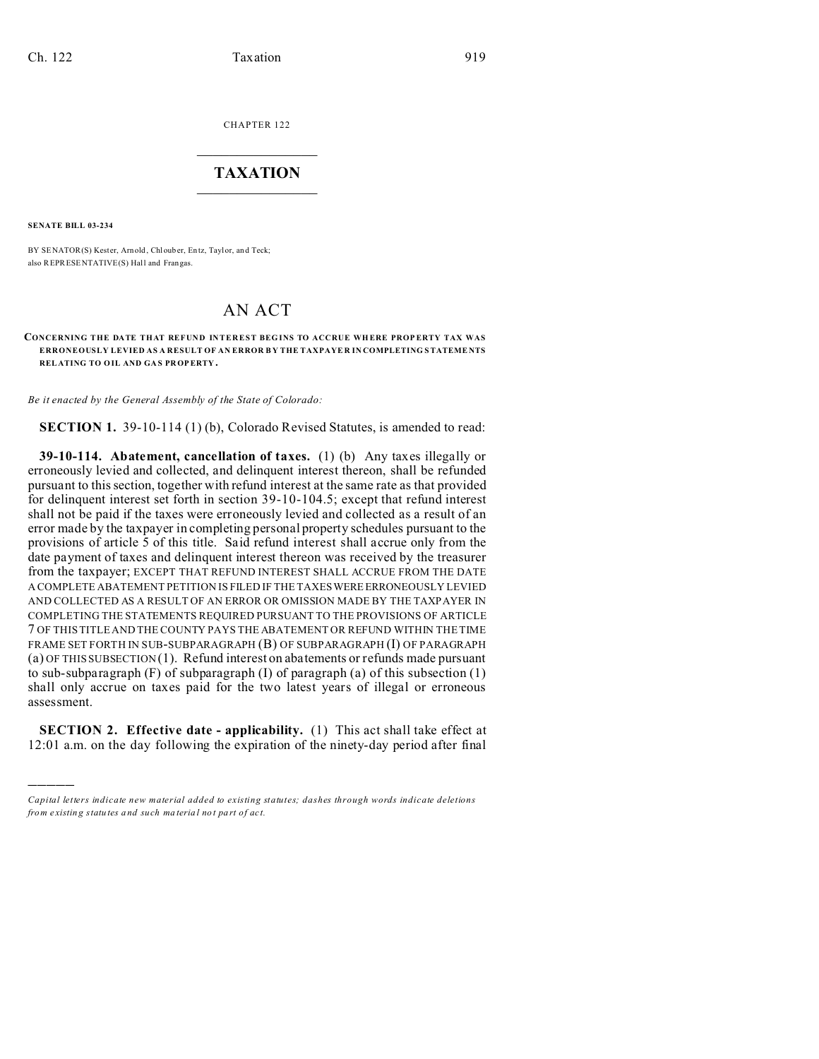CHAPTER 122

# TAXATION

**SENATE BILL 03-234**

BY SENATOR(S) Kester, Arnold, Chlouber, Entz, Taylor, and Teck;
also REPRESENTATIVE(S) Hall and Frangas.

# AN ACT

**CONCERNING THE DATE THAT REFUND INTEREST BEGINS TO ACCRUE WHERE PROPERTY TAX WAS ERRONEOUSLY LEVIED AS A RESULT OF AN ERROR BY THE TAXPAYER IN COMPLETING STATEMENTS RELATING TO OIL AND GAS PROPERTY.**

*Be it enacted by the General Assembly of the State of Colorado:*

**SECTION 1.** 39-10-114 (1) (b), Colorado Revised Statutes, is amended to read:

**39-10-114. Abatement, cancellation of taxes.** (1) (b) Any taxes illegally or erroneously levied and collected, and delinquent interest thereon, shall be refunded pursuant to this section, together with refund interest at the same rate as that provided for delinquent interest set forth in section 39-10-104.5; except that refund interest shall not be paid if the taxes were erroneously levied and collected as a result of an error made by the taxpayer in completing personal property schedules pursuant to the provisions of article 5 of this title. Said refund interest shall accrue only from the date payment of taxes and delinquent interest thereon was received by the treasurer from the taxpayer; EXCEPT THAT REFUND INTEREST SHALL ACCRUE FROM THE DATE A COMPLETE ABATEMENT PETITION IS FILED IF THE TAXES WERE ERRONEOUSLY LEVIED AND COLLECTED AS A RESULT OF AN ERROR OR OMISSION MADE BY THE TAXPAYER IN COMPLETING THE STATEMENTS REQUIRED PURSUANT TO THE PROVISIONS OF ARTICLE 7 OF THIS TITLE AND THE COUNTY PAYS THE ABATEMENT OR REFUND WITHIN THE TIME FRAME SET FORTH IN SUB-SUBPARAGRAPH (B) OF SUBPARAGRAPH (I) OF PARAGRAPH (a) OF THIS SUBSECTION (1). Refund interest on abatements or refunds made pursuant to sub-subparagraph (F) of subparagraph (I) of paragraph (a) of this subsection (1) shall only accrue on taxes paid for the two latest years of illegal or erroneous assessment.

**SECTION 2. Effective date - applicability.** (1) This act shall take effect at 12:01 a.m. on the day following the expiration of the ninety-day period after final

---

*Capital letters indicate new material added to existing statutes; dashes through words indicate deletions from existing statutes and such material not part of act.*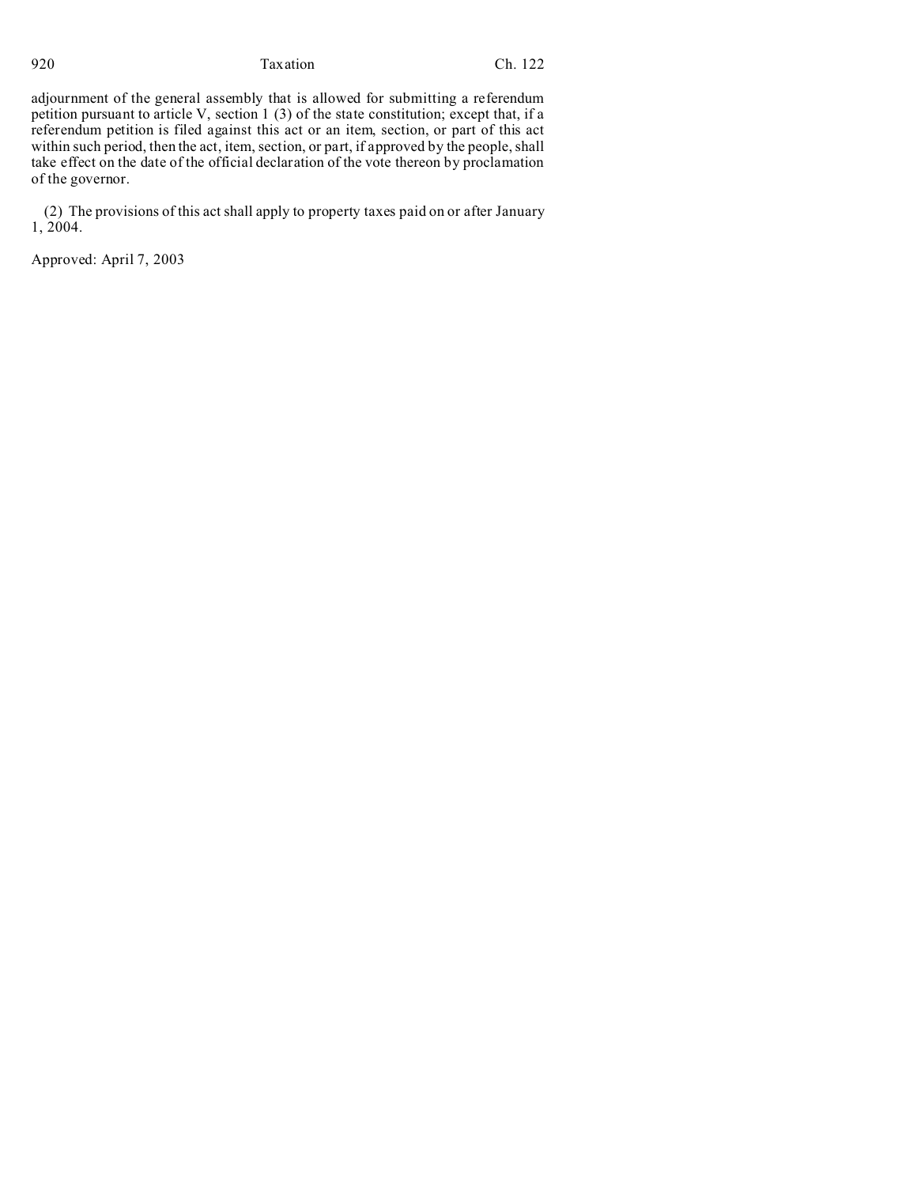adjournment of the general assembly that is allowed for submitting a referendum petition pursuant to article V, section 1 (3) of the state constitution; except that, if a referendum petition is filed against this act or an item, section, or part of this act within such period, then the act, item, section, or part, if approved by the people, shall take effect on the date of the official declaration of the vote thereon by proclamation of the governor.

(2) The provisions of this act shall apply to property taxes paid on or after January 1, 2004.

Approved: April 7, 2003